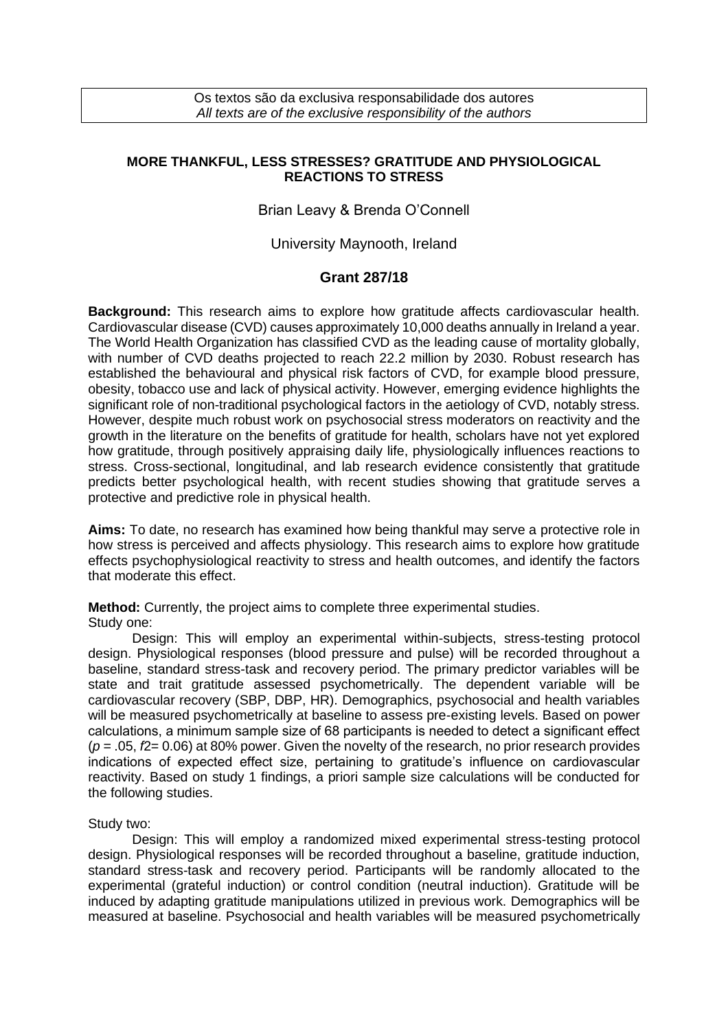Os textos são da exclusiva responsabilidade dos autores
*All texts are of the exclusive responsibility of the authors*

**MORE THANKFUL, LESS STRESSES? GRATITUDE AND PHYSIOLOGICAL REACTIONS TO STRESS**

Brian Leavy & Brenda O'Connell

University Maynooth, Ireland

**Grant 287/18**

**Background:** This research aims to explore how gratitude affects cardiovascular health. Cardiovascular disease (CVD) causes approximately 10,000 deaths annually in Ireland a year. The World Health Organization has classified CVD as the leading cause of mortality globally, with number of CVD deaths projected to reach 22.2 million by 2030. Robust research has established the behavioural and physical risk factors of CVD, for example blood pressure, obesity, tobacco use and lack of physical activity. However, emerging evidence highlights the significant role of non-traditional psychological factors in the aetiology of CVD, notably stress. However, despite much robust work on psychosocial stress moderators on reactivity and the growth in the literature on the benefits of gratitude for health, scholars have not yet explored how gratitude, through positively appraising daily life, physiologically influences reactions to stress. Cross-sectional, longitudinal, and lab research evidence consistently that gratitude predicts better psychological health, with recent studies showing that gratitude serves a protective and predictive role in physical health.

**Aims:** To date, no research has examined how being thankful may serve a protective role in how stress is perceived and affects physiology. This research aims to explore how gratitude effects psychophysiological reactivity to stress and health outcomes, and identify the factors that moderate this effect.

**Method:** Currently, the project aims to complete three experimental studies.
Study one:

Design: This will employ an experimental within-subjects, stress-testing protocol design. Physiological responses (blood pressure and pulse) will be recorded throughout a baseline, standard stress-task and recovery period. The primary predictor variables will be state and trait gratitude assessed psychometrically. The dependent variable will be cardiovascular recovery (SBP, DBP, HR). Demographics, psychosocial and health variables will be measured psychometrically at baseline to assess pre-existing levels. Based on power calculations, a minimum sample size of 68 participants is needed to detect a significant effect ($p$ = .05, $f2$= 0.06) at 80% power. Given the novelty of the research, no prior research provides indications of expected effect size, pertaining to gratitude's influence on cardiovascular reactivity. Based on study 1 findings, a priori sample size calculations will be conducted for the following studies.

Study two:

Design: This will employ a randomized mixed experimental stress-testing protocol design. Physiological responses will be recorded throughout a baseline, gratitude induction, standard stress-task and recovery period. Participants will be randomly allocated to the experimental (grateful induction) or control condition (neutral induction). Gratitude will be induced by adapting gratitude manipulations utilized in previous work. Demographics will be measured at baseline. Psychosocial and health variables will be measured psychometrically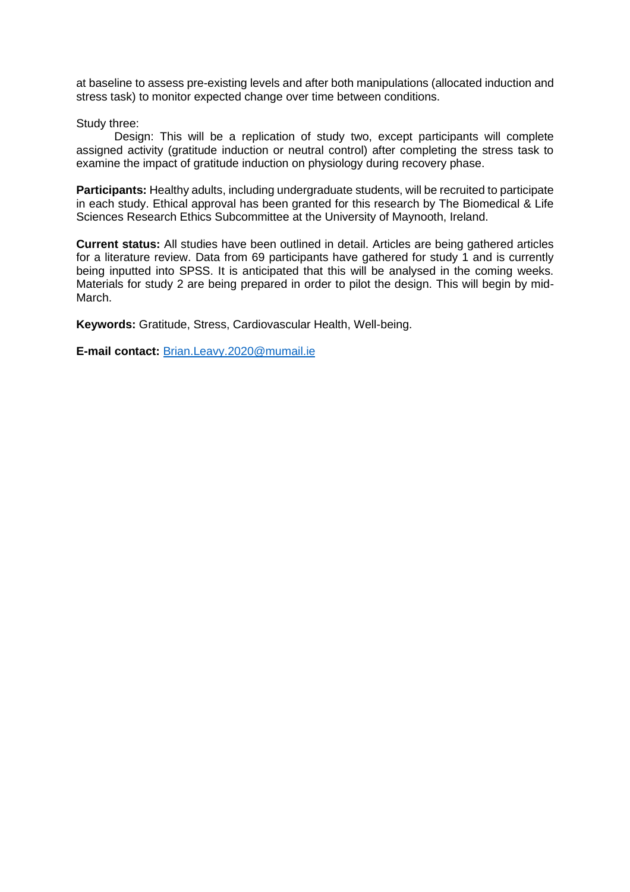at baseline to assess pre-existing levels and after both manipulations (allocated induction and stress task) to monitor expected change over time between conditions.

Study three:

Design: This will be a replication of study two, except participants will complete assigned activity (gratitude induction or neutral control) after completing the stress task to examine the impact of gratitude induction on physiology during recovery phase.

**Participants:** Healthy adults, including undergraduate students, will be recruited to participate in each study. Ethical approval has been granted for this research by The Biomedical & Life Sciences Research Ethics Subcommittee at the University of Maynooth, Ireland.

**Current status:** All studies have been outlined in detail. Articles are being gathered articles for a literature review. Data from 69 participants have gathered for study 1 and is currently being inputted into SPSS. It is anticipated that this will be analysed in the coming weeks. Materials for study 2 are being prepared in order to pilot the design. This will begin by mid-March.

**Keywords:** Gratitude, Stress, Cardiovascular Health, Well-being.

**E-mail contact:** Brian.Leavy.2020@mumail.ie